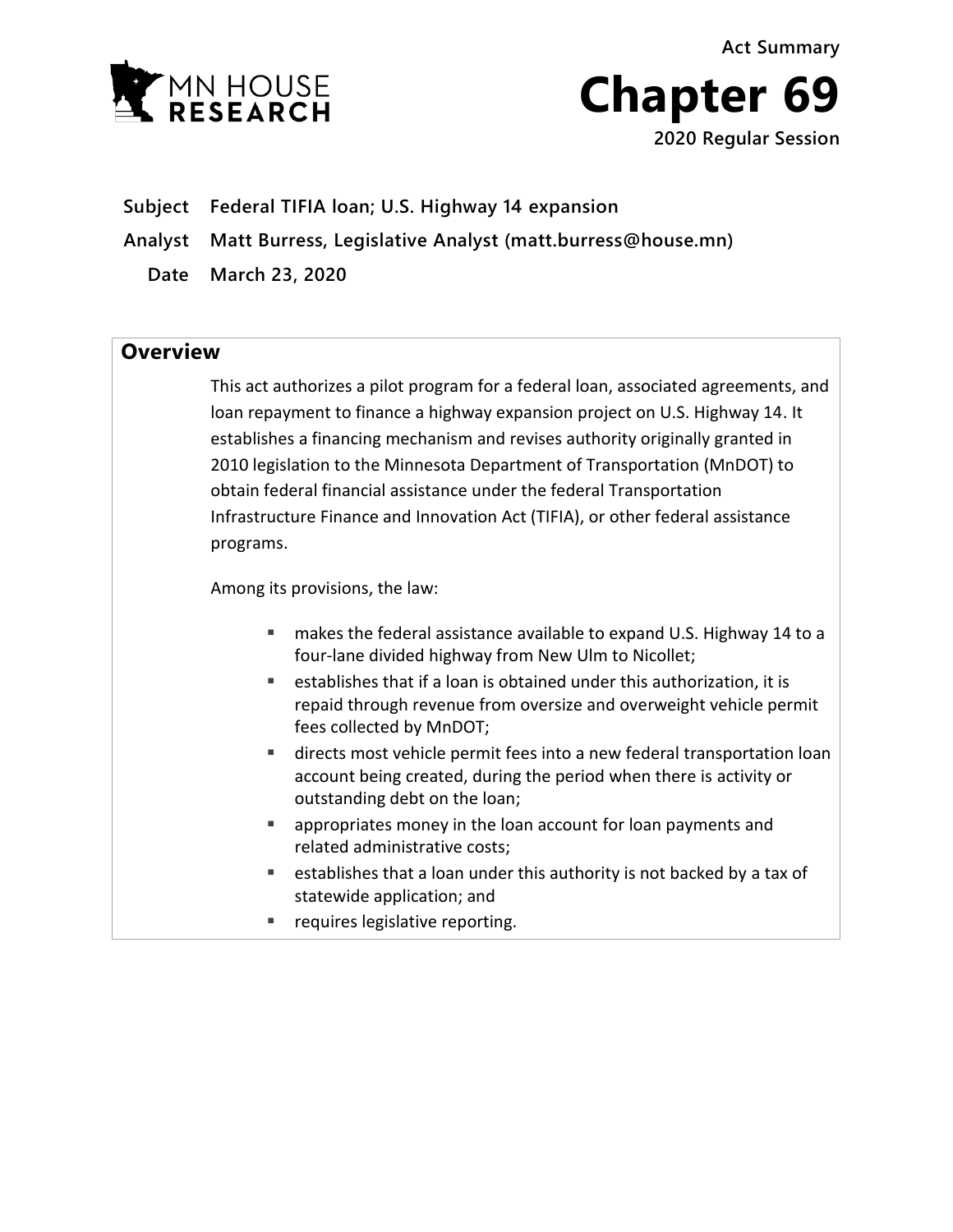**Act Summary**

# Chapter 69

**2020 Regular Session**

| | |
|---|---|
| **Subject** | **Federal TIFIA loan; U.S. Highway 14 expansion** |
| **Analyst** | **Matt Burress, Legislative Analyst (matt.burress@house.mn)** |
| **Date** | **March 23, 2020** |

## Overview

This act authorizes a pilot program for a federal loan, associated agreements, and loan repayment to finance a highway expansion project on U.S. Highway 14. It establishes a financing mechanism and revises authority originally granted in 2010 legislation to the Minnesota Department of Transportation (MnDOT) to obtain federal financial assistance under the federal Transportation Infrastructure Finance and Innovation Act (TIFIA), or other federal assistance programs.

Among its provisions, the law:

- makes the federal assistance available to expand U.S. Highway 14 to a four-lane divided highway from New Ulm to Nicollet;
- establishes that if a loan is obtained under this authorization, it is repaid through revenue from oversize and overweight vehicle permit fees collected by MnDOT;
- directs most vehicle permit fees into a new federal transportation loan account being created, during the period when there is activity or outstanding debt on the loan;
- appropriates money in the loan account for loan payments and related administrative costs;
- establishes that a loan under this authority is not backed by a tax of statewide application; and
- requires legislative reporting.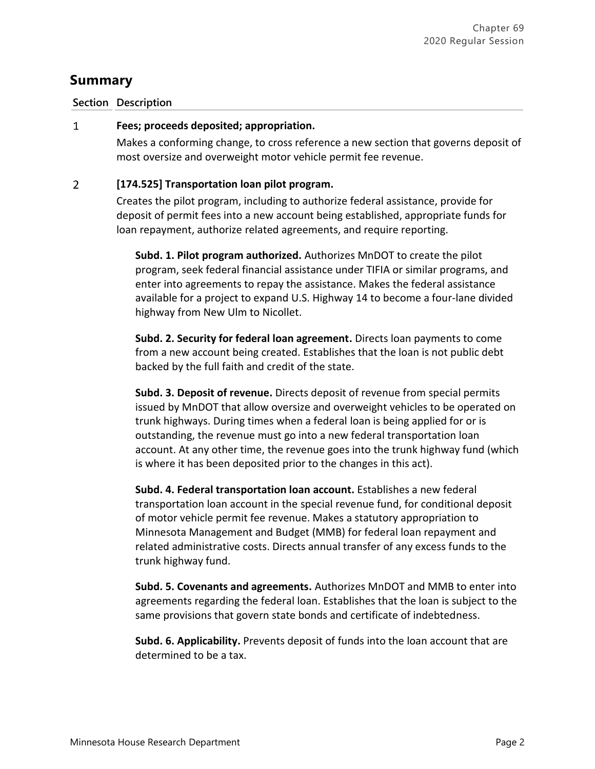## Summary

| Section | Description |
|---|---|
| 1 | **Fees; proceeds deposited; appropriation.** Makes a conforming change, to cross reference a new section that governs deposit of most oversize and overweight motor vehicle permit fee revenue. |
| 2 | **[174.525] Transportation loan pilot program.** Creates the pilot program, including to authorize federal assistance, provide for deposit of permit fees into a new account being established, appropriate funds for loan repayment, authorize related agreements, and require reporting. |

**Subd. 1. Pilot program authorized.** Authorizes MnDOT to create the pilot program, seek federal financial assistance under TIFIA or similar programs, and enter into agreements to repay the assistance. Makes the federal assistance available for a project to expand U.S. Highway 14 to become a four-lane divided highway from New Ulm to Nicollet.

**Subd. 2. Security for federal loan agreement.** Directs loan payments to come from a new account being created. Establishes that the loan is not public debt backed by the full faith and credit of the state.

**Subd. 3. Deposit of revenue.** Directs deposit of revenue from special permits issued by MnDOT that allow oversize and overweight vehicles to be operated on trunk highways. During times when a federal loan is being applied for or is outstanding, the revenue must go into a new federal transportation loan account. At any other time, the revenue goes into the trunk highway fund (which is where it has been deposited prior to the changes in this act).

**Subd. 4. Federal transportation loan account.** Establishes a new federal transportation loan account in the special revenue fund, for conditional deposit of motor vehicle permit fee revenue. Makes a statutory appropriation to Minnesota Management and Budget (MMB) for federal loan repayment and related administrative costs. Directs annual transfer of any excess funds to the trunk highway fund.

**Subd. 5. Covenants and agreements.** Authorizes MnDOT and MMB to enter into agreements regarding the federal loan. Establishes that the loan is subject to the same provisions that govern state bonds and certificate of indebtedness.

**Subd. 6. Applicability.** Prevents deposit of funds into the loan account that are determined to be a tax.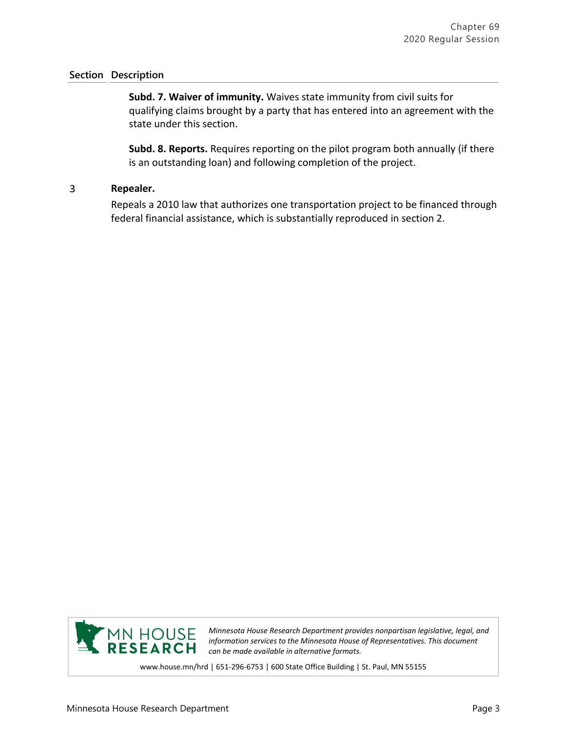| Section | Description |
|---|---|
| | **Subd. 7. Waiver of immunity.** Waives state immunity from civil suits for qualifying claims brought by a party that has entered into an agreement with the state under this section. |
| | **Subd. 8. Reports.** Requires reporting on the pilot program both annually (if there is an outstanding loan) and following completion of the project. |
| 3 | **Repealer.** Repeals a 2010 law that authorizes one transportation project to be financed through federal financial assistance, which is substantially reproduced in section 2. |

MN HOUSE RESEARCH

*Minnesota House Research Department provides nonpartisan legislative, legal, and information services to the Minnesota House of Representatives. This document can be made available in alternative formats.*

www.house.mn/hrd | 651-296-6753 | 600 State Office Building | St. Paul, MN 55155